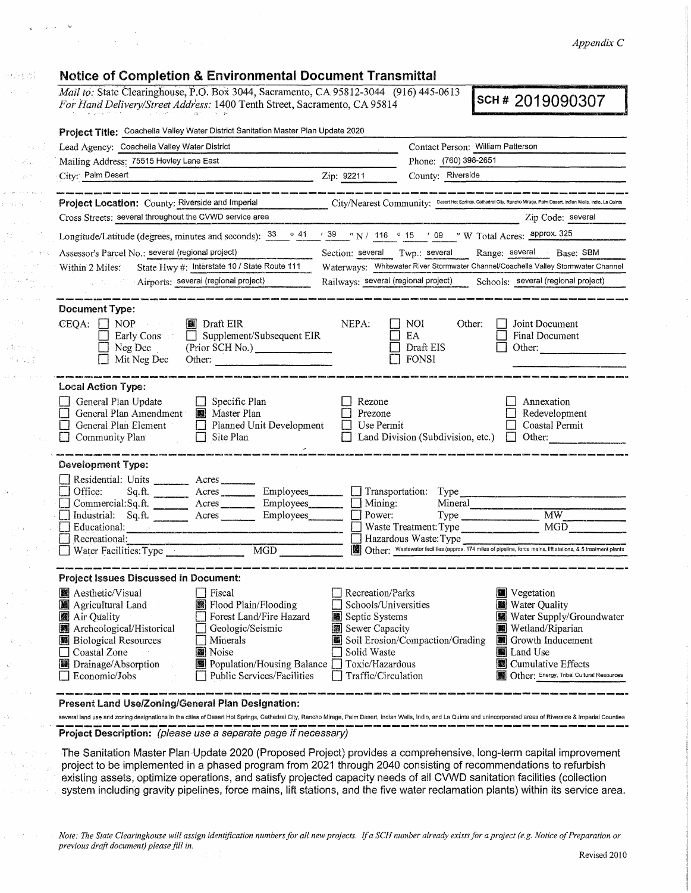*Appendix C*

## Notice of Completion & Environmental Document Transmittal

*Mail to:* State Clearinghouse, P.O. Box 3044, Sacramento, CA 95812-3044 (916) 445-0613
*For Hand Delivery/Street Address:* 1400 Tenth Street, Sacramento, CA 95814

**SCH # 2019090307**

**Project Title:** Coachella Valley Water District Sanitation Master Plan Update 2020

Lead Agency: Coachella Valley Water District — Contact Person: William Patterson
Mailing Address: 75515 Hovley Lane East — Phone: (760) 398-2651
City: Palm Desert — Zip: 92211 — County: Riverside

**Project Location:** County: Riverside and Imperial — City/Nearest Community: Desert Hot Springs, Cathedral City, Rancho Mirage, Palm Desert, Indian Wells, Indio, La Quinta
Cross Streets: several throughout the CVWD service area — Zip Code: several
Longitude/Latitude (degrees, minutes and seconds): 33 ° 41 ′ 39 ″ N / 116 ° 15 ′ 09 ″ W Total Acres: approx. 325
Assessor's Parcel No.: several (regional project) — Section: several — Twp.: several — Range: several — Base: SBM
Within 2 Miles: State Hwy #: Interstate 10 / State Route 111 — Waterways: Whitewater River Stormwater Channel/Coachella Valley Stormwater Channel
Airports: several (regional project) — Railways: several (regional project) — Schools: several (regional project)

**Document Type:**

CEQA: ☐ NOP ☒ Draft EIR ☐ Early Cons ☐ Supplement/Subsequent EIR ☐ Neg Dec (Prior SCH No.) ☐ Mit Neg Dec Other:
NEPA: ☐ NOI ☐ EA ☐ Draft EIS ☐ FONSI
Other: ☐ Joint Document ☐ Final Document ☐ Other:

**Local Action Type:**

☐ General Plan Update ☐ General Plan Amendment ☐ General Plan Element ☐ Community Plan
☐ Specific Plan ☒ Master Plan ☐ Planned Unit Development ☐ Site Plan
☐ Rezone ☐ Prezone ☐ Use Permit ☐ Land Division (Subdivision, etc.)
☐ Annexation ☐ Redevelopment ☐ Coastal Permit ☐ Other:

**Development Type:**

☐ Residential: Units ___ Acres ___
☐ Office: Sq.ft. ___ Acres ___ Employees ___
☐ Commercial: Sq.ft. ___ Acres ___ Employees ___
☐ Industrial: Sq.ft. ___ Acres ___ Employees ___
☐ Educational:
☐ Recreational:
☐ Water Facilities: Type ___ MGD ___
☐ Transportation: Type
☐ Mining: Mineral
☐ Power: Type ___ MW
☐ Waste Treatment: Type ___ MGD
☐ Hazardous Waste: Type
☒ Other: Wastewater facilities (approx. 174 miles of pipeline, force mains, lift stations, & 5 treatment plants

**Project Issues Discussed in Document:**

☒ Aesthetic/Visual ☒ Agricultural Land ☒ Air Quality ☒ Archeological/Historical ☒ Biological Resources ☐ Coastal Zone ☒ Drainage/Absorption ☐ Economic/Jobs
☐ Fiscal ☒ Flood Plain/Flooding ☐ Forest Land/Fire Hazard ☐ Geologic/Seismic ☐ Minerals ☒ Noise ☒ Population/Housing Balance ☐ Public Services/Facilities
☐ Recreation/Parks ☐ Schools/Universities ☒ Septic Systems ☒ Sewer Capacity ☒ Soil Erosion/Compaction/Grading ☐ Solid Waste ☐ Toxic/Hazardous ☐ Traffic/Circulation
☒ Vegetation ☒ Water Quality ☒ Water Supply/Groundwater ☒ Wetland/Riparian ☒ Growth Inducement ☒ Land Use ☒ Cumulative Effects ☒ Other: Energy, Tribal Cultural Resources

**Present Land Use/Zoning/General Plan Designation:**

several land use and zoning designations in the cities of Desert Hot Springs, Cathedral City, Rancho Mirage, Palm Desert, Indian Wells, Indio, and La Quinta and unincorporated areas of Riverside & Imperial Counties

**Project Description:** *(please use a separate page if necessary)*

The Sanitation Master Plan Update 2020 (Proposed Project) provides a comprehensive, long-term capital improvement project to be implemented in a phased program from 2021 through 2040 consisting of recommendations to refurbish existing assets, optimize operations, and satisfy projected capacity needs of all CVWD sanitation facilities (collection system including gravity pipelines, force mains, lift stations, and the five water reclamation plants) within its service area.

*Note: The State Clearinghouse will assign identification numbers for all new projects. If a SCH number already exists for a project (e.g. Notice of Preparation or previous draft document) please fill in.*

Revised 2010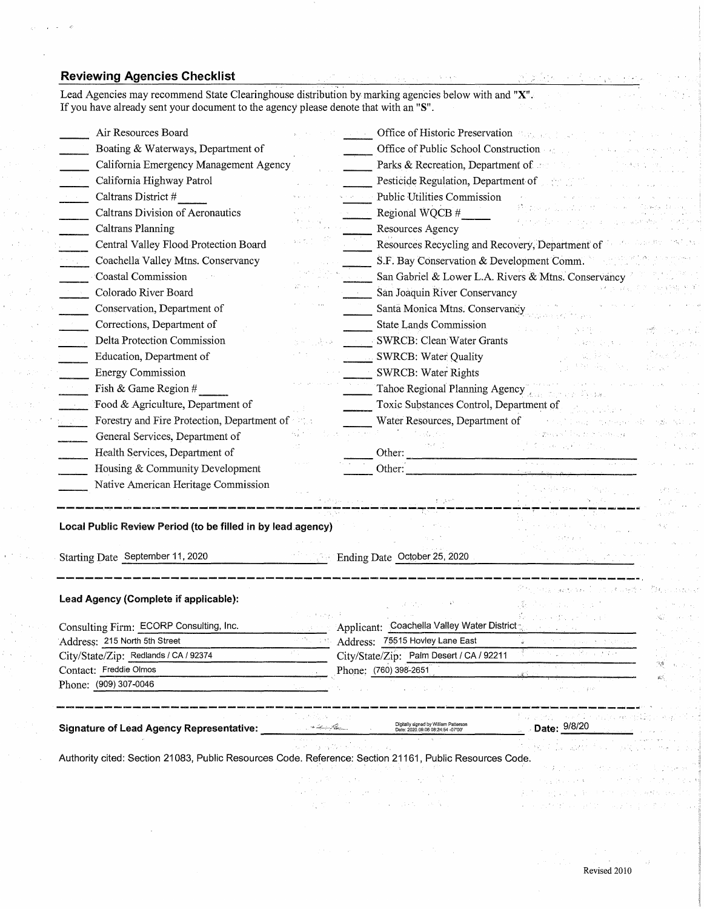## Reviewing Agencies Checklist

Lead Agencies may recommend State Clearinghouse distribution by marking agencies below with and "X".
If you have already sent your document to the agency please denote that with an "S".

- _____ Air Resources Board
- _____ Boating & Waterways, Department of
- _____ California Emergency Management Agency
- _____ California Highway Patrol
- _____ Caltrans District # _____
- _____ Caltrans Division of Aeronautics
- _____ Caltrans Planning
- _____ Central Valley Flood Protection Board
- _____ Coachella Valley Mtns. Conservancy
- _____ Coastal Commission
- _____ Colorado River Board
- _____ Conservation, Department of
- _____ Corrections, Department of
- _____ Delta Protection Commission
- _____ Education, Department of
- _____ Energy Commission
- _____ Fish & Game Region # _____
- _____ Food & Agriculture, Department of
- _____ Forestry and Fire Protection, Department of
- _____ General Services, Department of
- _____ Health Services, Department of
- _____ Housing & Community Development
- _____ Native American Heritage Commission
- _____ Office of Historic Preservation
- _____ Office of Public School Construction
- _____ Parks & Recreation, Department of
- _____ Pesticide Regulation, Department of
- _____ Public Utilities Commission
- _____ Regional WQCB # _____
- _____ Resources Agency
- _____ Resources Recycling and Recovery, Department of
- _____ S.F. Bay Conservation & Development Comm.
- _____ San Gabriel & Lower L.A. Rivers & Mtns. Conservancy
- _____ San Joaquin River Conservancy
- _____ Santa Monica Mtns. Conservancy
- _____ State Lands Commission
- _____ SWRCB: Clean Water Grants
- _____ SWRCB: Water Quality
- _____ SWRCB: Water Rights
- _____ Tahoe Regional Planning Agency
- _____ Toxic Substances Control, Department of
- _____ Water Resources, Department of
- _____ Other: _____________________
- _____ Other: _____________________

---

**Local Public Review Period (to be filled in by lead agency)**

Starting Date September 11, 2020 Ending Date October 25, 2020

---

**Lead Agency (Complete if applicable):**

Consulting Firm: ECORP Consulting, Inc.
Address: 215 North 5th Street
City/State/Zip: Redlands / CA / 92374
Contact: Freddie Olmos
Phone: (909) 307-0046

Applicant: Coachella Valley Water District
Address: 75515 Hovley Lane East
City/State/Zip: Palm Desert / CA / 92211
Phone: (760) 398-2651

---

**Signature of Lead Agency Representative:** Digitally signed by William Patterson Date: 2020.09.08 08:24:54 -07'00' **Date:** 9/8/20

Authority cited: Section 21083, Public Resources Code. Reference: Section 21161, Public Resources Code.

Revised 2010